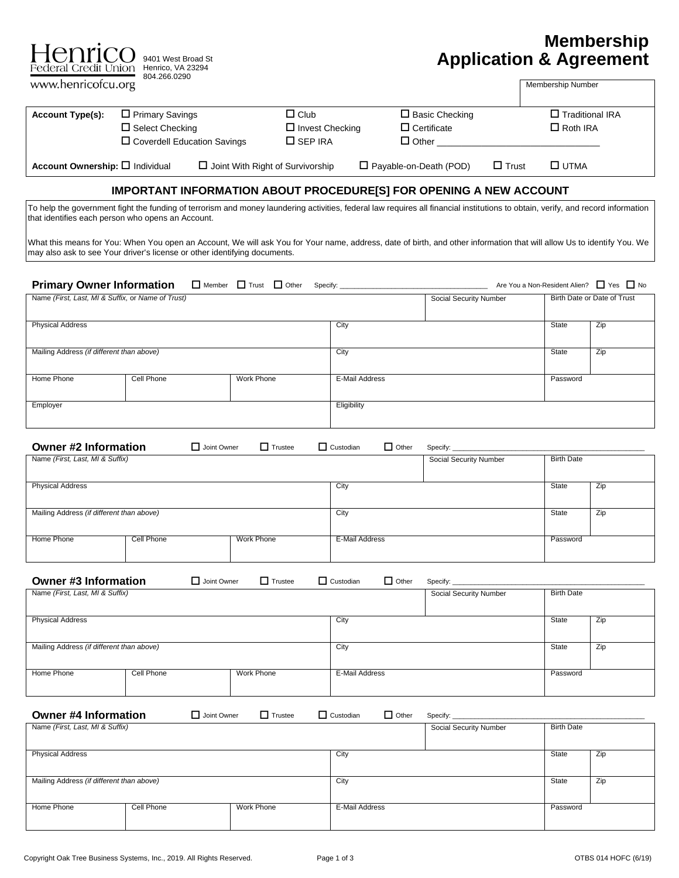Henrico Federal Credit Union
9401 West Broad St
Henrico, VA 23294
804.266.0290
www.henricofcu.org

# Membership Application & Agreement

| Membership Number |
|---|
| |

| Account Type(s): | ☐ Primary Savings | ☐ Club | ☐ Basic Checking | ☐ Traditional IRA |
|---|---|---|---|---|
| | ☐ Select Checking | ☐ Invest Checking | ☐ Certificate | ☐ Roth IRA |
| | ☐ Coverdell Education Savings | ☐ SEP IRA | ☐ Other ______________________________ | |

**Account Ownership:** ☐ Individual ☐ Joint With Right of Survivorship ☐ Payable-on-Death (POD) ☐ Trust ☐ UTMA

## IMPORTANT INFORMATION ABOUT PROCEDURE[S] FOR OPENING A NEW ACCOUNT

To help the government fight the funding of terrorism and money laundering activities, federal law requires all financial institutions to obtain, verify, and record information that identifies each person who opens an Account.

What this means for You: When You open an Account, We will ask You for Your name, address, date of birth, and other information that will allow Us to identify You. We may also ask to see Your driver's license or other identifying documents.

### Primary Owner Information

☐ Member ☐ Trust ☐ Other Specify: ______________________________ Are You a Non-Resident Alien? ☐ Yes ☐ No

| Name *(First, Last, MI & Suffix,* or *Name of Trust)* | | | | Social Security Number | Birth Date or Date of Trust | |
|---|---|---|---|---|---|---|
| Physical Address | | | City | | State | Zip |
| Mailing Address *(if different than above)* | | | City | | State | Zip |
| Home Phone | Cell Phone | Work Phone | E-Mail Address | | Password | |
| Employer | | | Eligibility | | | |

### Owner #2 Information

☐ Joint Owner ☐ Trustee ☐ Custodian ☐ Other Specify: ______________________________

| Name *(First, Last, MI & Suffix)* | | | | Social Security Number | Birth Date | |
|---|---|---|---|---|---|---|
| Physical Address | | | City | | State | Zip |
| Mailing Address *(if different than above)* | | | City | | State | Zip |
| Home Phone | Cell Phone | Work Phone | E-Mail Address | | Password | |

### Owner #3 Information

☐ Joint Owner ☐ Trustee ☐ Custodian ☐ Other Specify: ______________________________

| Name *(First, Last, MI & Suffix)* | | | | Social Security Number | Birth Date | |
|---|---|---|---|---|---|---|
| Physical Address | | | City | | State | Zip |
| Mailing Address *(if different than above)* | | | City | | State | Zip |
| Home Phone | Cell Phone | Work Phone | E-Mail Address | | Password | |

### Owner #4 Information

☐ Joint Owner ☐ Trustee ☐ Custodian ☐ Other Specify: ______________________________

| Name *(First, Last, MI & Suffix)* | | | | Social Security Number | Birth Date | |
|---|---|---|---|---|---|---|
| Physical Address | | | City | | State | Zip |
| Mailing Address *(if different than above)* | | | City | | State | Zip |
| Home Phone | Cell Phone | Work Phone | E-Mail Address | | Password | |

Copyright Oak Tree Business Systems, Inc., 2019. All Rights Reserved. OTBS 014 HOFC (6/19)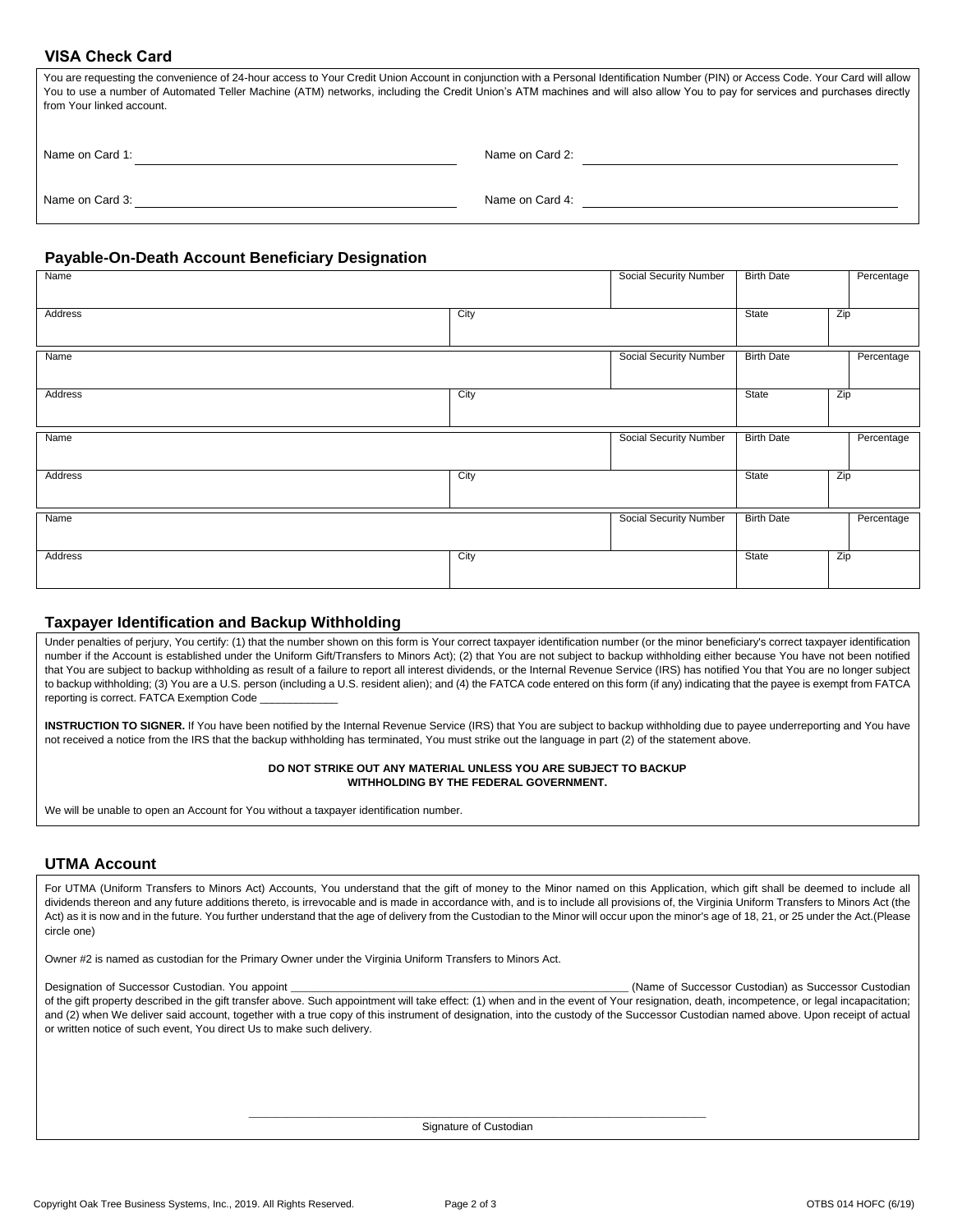## VISA Check Card

You are requesting the convenience of 24-hour access to Your Credit Union Account in conjunction with a Personal Identification Number (PIN) or Access Code. Your Card will allow You to use a number of Automated Teller Machine (ATM) networks, including the Credit Union's ATM machines and will also allow You to pay for services and purchases directly from Your linked account.

Name on Card 1: ______________________________ Name on Card 2: ______________________________

Name on Card 3: ______________________________ Name on Card 4: ______________________________

## Payable-On-Death Account Beneficiary Designation

| Name | | Social Security Number | Birth Date | | Percentage |
|---|---|---|---|---|---|
| Address | City | | State | Zip | |
| | | | | | |
| Name | | Social Security Number | Birth Date | | Percentage |
| Address | City | | State | Zip | |
| | | | | | |
| Name | | Social Security Number | Birth Date | | Percentage |
| Address | City | | State | Zip | |
| | | | | | |
| Name | | Social Security Number | Birth Date | | Percentage |
| Address | City | | State | Zip | |

## Taxpayer Identification and Backup Withholding

Under penalties of perjury, You certify: (1) that the number shown on this form is Your correct taxpayer identification number (or the minor beneficiary's correct taxpayer identification number if the Account is established under the Uniform Gift/Transfers to Minors Act); (2) that You are not subject to backup withholding either because You have not been notified that You are subject to backup withholding as result of a failure to report all interest dividends, or the Internal Revenue Service (IRS) has notified You that You are no longer subject to backup withholding; (3) You are a U.S. person (including a U.S. resident alien); and (4) the FATCA code entered on this form (if any) indicating that the payee is exempt from FATCA reporting is correct. FATCA Exemption Code ____________

**INSTRUCTION TO SIGNER.** If You have been notified by the Internal Revenue Service (IRS) that You are subject to backup withholding due to payee underreporting and You have not received a notice from the IRS that the backup withholding has terminated, You must strike out the language in part (2) of the statement above.

**DO NOT STRIKE OUT ANY MATERIAL UNLESS YOU ARE SUBJECT TO BACKUP WITHHOLDING BY THE FEDERAL GOVERNMENT.**

We will be unable to open an Account for You without a taxpayer identification number.

## UTMA Account

For UTMA (Uniform Transfers to Minors Act) Accounts, You understand that the gift of money to the Minor named on this Application, which gift shall be deemed to include all dividends thereon and any future additions thereto, is irrevocable and is made in accordance with, and is to include all provisions of, the Virginia Uniform Transfers to Minors Act (the Act) as it is now and in the future. You further understand that the age of delivery from the Custodian to the Minor will occur upon the minor's age of 18, 21, or 25 under the Act.(Please circle one)

Owner #2 is named as custodian for the Primary Owner under the Virginia Uniform Transfers to Minors Act.

Designation of Successor Custodian. You appoint ________________________________________________ (Name of Successor Custodian) as Successor Custodian of the gift property described in the gift transfer above. Such appointment will take effect: (1) when and in the event of Your resignation, death, incompetence, or legal incapacitation; and (2) when We deliver said account, together with a true copy of this instrument of designation, into the custody of the Successor Custodian named above. Upon receipt of actual or written notice of such event, You direct Us to make such delivery.

______________________________________________

Signature of Custodian

Copyright Oak Tree Business Systems, Inc., 2019. All Rights Reserved. OTBS 014 HOFC (6/19)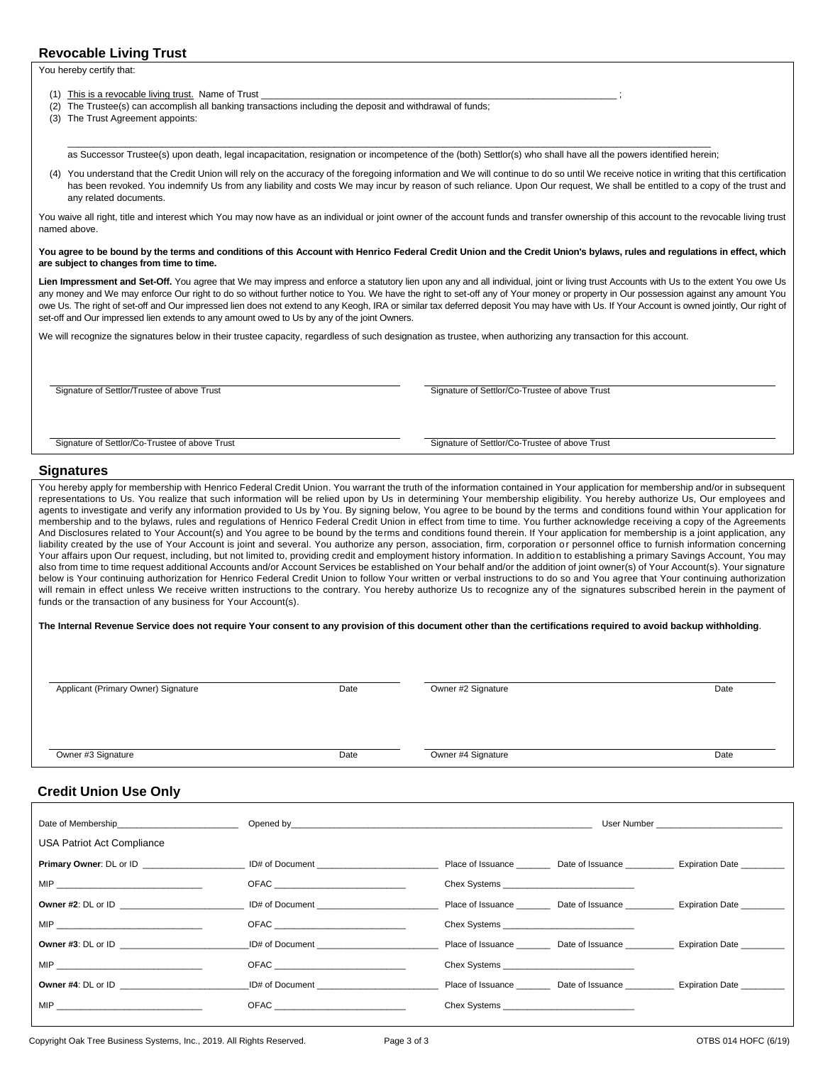## Revocable Living Trust

You hereby certify that:

(1) This is a revocable living trust. Name of Trust ______________________________________________________________________ ;
(2) The Trustee(s) can accomplish all banking transactions including the deposit and withdrawal of funds;
(3) The Trust Agreement appoints:

_______________________________________________________________________________________________________________

as Successor Trustee(s) upon death, legal incapacitation, resignation or incompetence of the (both) Settlor(s) who shall have all the powers identified herein;

(4) You understand that the Credit Union will rely on the accuracy of the foregoing information and We will continue to do so until We receive notice in writing that this certification has been revoked. You indemnify Us from any liability and costs We may incur by reason of such reliance. Upon Our request, We shall be entitled to a copy of the trust and any related documents.

You waive all right, title and interest which You may now have as an individual or joint owner of the account funds and transfer ownership of this account to the revocable living trust named above.

**You agree to be bound by the terms and conditions of this Account with Henrico Federal Credit Union and the Credit Union's bylaws, rules and regulations in effect, which are subject to changes from time to time.**

**Lien Impressment and Set-Off.** You agree that We may impress and enforce a statutory lien upon any and all individual, joint or living trust Accounts with Us to the extent You owe Us any money and We may enforce Our right to do so without further notice to You. We have the right to set-off any of Your money or property in Our possession against any amount You owe Us. The right of set-off and Our impressed lien does not extend to any Keogh, IRA or similar tax deferred deposit You may have with Us. If Your Account is owned jointly, Our right of set-off and Our impressed lien extends to any amount owed to Us by any of the joint Owners.

We will recognize the signatures below in their trustee capacity, regardless of such designation as trustee, when authorizing any transaction for this account.

______________________________________ Signature of Settlor/Trustee of above Trust

______________________________________ Signature of Settlor/Co-Trustee of above Trust

______________________________________ Signature of Settlor/Co-Trustee of above Trust

______________________________________ Signature of Settlor/Co-Trustee of above Trust

## Signatures

You hereby apply for membership with Henrico Federal Credit Union. You warrant the truth of the information contained in Your application for membership and/or in subsequent representations to Us. You realize that such information will be relied upon by Us in determining Your membership eligibility. You hereby authorize Us, Our employees and agents to investigate and verify any information provided to Us by You. By signing below, You agree to be bound by the terms and conditions found within Your application for membership and to the bylaws, rules and regulations of Henrico Federal Credit Union in effect from time to time. You further acknowledge receiving a copy of the Agreements And Disclosures related to Your Account(s) and You agree to be bound by the terms and conditions found therein. If Your application for membership is a joint application, any liability created by the use of Your Account is joint and several. You authorize any person, association, firm, corporation or personnel office to furnish information concerning Your affairs upon Our request, including, but not limited to, providing credit and employment history information. In addition to establishing a primary Savings Account, You may also from time to time request additional Accounts and/or Account Services be established on Your behalf and/or the addition of joint owner(s) of Your Account(s). Your signature below is Your continuing authorization for Henrico Federal Credit Union to follow Your written or verbal instructions to do so and You agree that Your continuing authorization will remain in effect unless We receive written instructions to the contrary. You hereby authorize Us to recognize any of the signatures subscribed herein in the payment of funds or the transaction of any business for Your Account(s).

**The Internal Revenue Service does not require Your consent to any provision of this document other than the certifications required to avoid backup withholding**.

______________________________________ Applicant (Primary Owner) Signature    Date

______________________________________ Owner #2 Signature    Date

______________________________________ Owner #3 Signature    Date

______________________________________ Owner #4 Signature    Date

## Credit Union Use Only

Date of Membership________________________ Opened by________________________________________ User Number ________________________

USA Patriot Act Compliance

| | | | | |
|---|---|---|---|---|
| **Primary Owner**: DL or ID ____________ | ID# of Document ____________ | Place of Issuance _______ | Date of Issuance _________ | Expiration Date ________ |
| MIP ____________ | OFAC ____________ | Chex Systems ____________ | | |
| **Owner #2**: DL or ID ____________ | ID# of Document ____________ | Place of Issuance _______ | Date of Issuance _________ | Expiration Date ________ |
| MIP ____________ | OFAC ____________ | Chex Systems ____________ | | |
| **Owner #3**: DL or ID ____________ | ID# of Document ____________ | Place of Issuance _______ | Date of Issuance _________ | Expiration Date ________ |
| MIP ____________ | OFAC ____________ | Chex Systems ____________ | | |
| **Owner #4**: DL or ID ____________ | ID# of Document ____________ | Place of Issuance _______ | Date of Issuance _________ | Expiration Date ________ |
| MIP ____________ | OFAC ____________ | Chex Systems ____________ | | |

Copyright Oak Tree Business Systems, Inc., 2019. All Rights Reserved.    OTBS 014 HOFC (6/19)